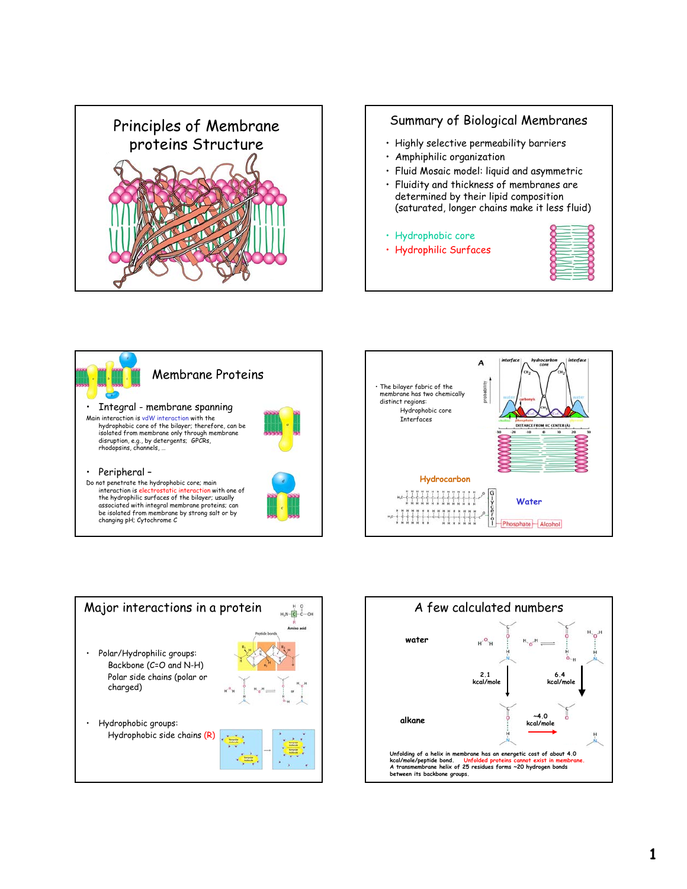# Principles of Membrane proteins Structure

## Summary of Biological Membranes

- Highly selective permeability barriers
- Amphiphilic organization
- Fluid Mosaic model: liquid and asymmetric
- Fluidity and thickness of membranes are determined by their lipid composition (saturated, longer chains make it less fluid)

- Hydrophobic core
- Hydrophilic Surfaces

## Membrane Proteins

- Integral - membrane spanning

Main interaction is vdW interaction with the hydrophobic core of the bilayer; therefore, can be isolated from membrane only through membrane disruption, e.g., by detergents; GPCRs, rhodopsins, channels, …

- Peripheral –

Do not penetrate the hydrophobic core; main interaction is electrostatic interaction with one of the hydrophilic surfaces of the bilayer; usually associated with integral membrane proteins; can be isolated from membrane by strong salt or by changing pH; Cytochrome C

---

- The bilayer fabric of the membrane has two chemically distinct regions:
  - Hydrophobic core
  - Interfaces

Hydrocarbon

Water

Phosphate — Alcohol

## Major interactions in a protein

- Polar/Hydrophilic groups:
  - Backbone (C=O and N-H)
  - Polar side chains (polar or charged)
- Hydrophobic groups:
  - Hydrophobic side chains (R)

## A few calculated numbers

water

2.1 kcal/mole

6.4 kcal/mole

alkane

~4.0 kcal/mole

Unfolding of a helix in membrane has an energetic cost of about 4.0 kcal/mole/peptide bond. Unfolded proteins cannot exist in membrane. A transmembrane helix of 25 residues forms ~20 hydrogen bonds between its backbone groups.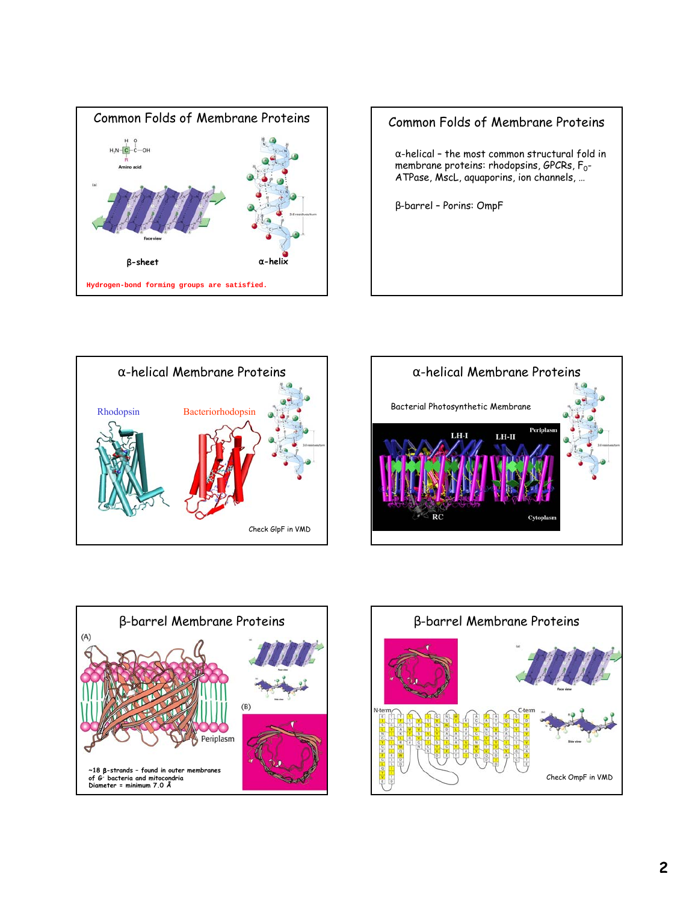## Common Folds of Membrane Proteins

β-sheet

α-helix

Hydrogen-bond forming groups are satisfied.

## Common Folds of Membrane Proteins

α-helical – the most common structural fold in membrane proteins: rhodopsins, GPCRs, $F_0$-ATPase, MscL, aquaporins, ion channels, …

β-barrel – Porins: OmpF

## α-helical Membrane Proteins

Rhodopsin

Bacteriorhodopsin

Check GlpF in VMD

## α-helical Membrane Proteins

Bacterial Photosynthetic Membrane

## β-barrel Membrane Proteins

~18 β-strands – found in outer membranes of $G^-$ bacteria and mitochondria
Diameter = minimum 7.0 Å

## β-barrel Membrane Proteins

Check OmpF in VMD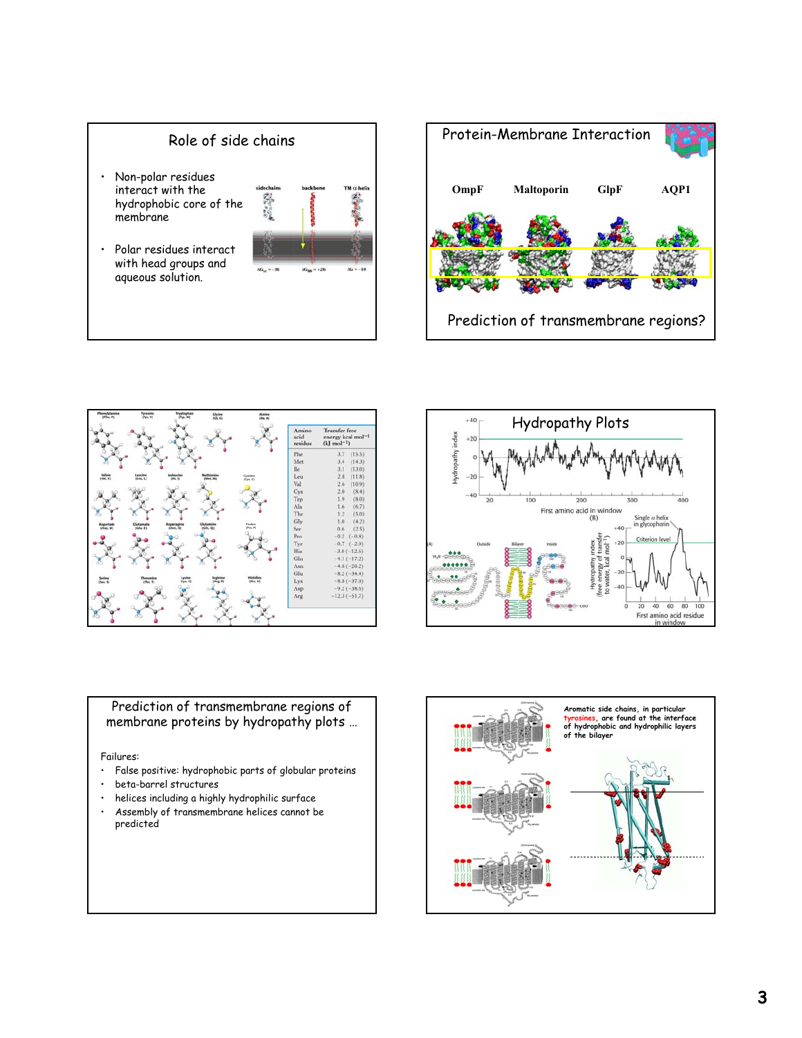## Role of side chains

- Non-polar residues interact with the hydrophobic core of the membrane
- Polar residues interact with head groups and aqueous solution.

sidechains — backbone — TM α-helix

$\Delta G_{sc} = -36$ $\Delta G_{bb} = +26$ $\Delta G = -10$

## Protein-Membrane Interaction

OmpF — Maltoporin — GlpF — AQP1

Prediction of transmembrane regions?

| Amino acid residue | Transfer free energy kcal mol$^{-1}$ (kJ mol$^{-1}$) |
|---|---|
| Phe | 3.7 (15.5) |
| Met | 3.4 (14.3) |
| Ile | 3.1 (13.0) |
| Leu | 2.8 (11.8) |
| Val | 2.6 (10.9) |
| Cys | 2.0 (8.4) |
| Trp | 1.9 (8.0) |
| Ala | 1.6 (6.7) |
| Thr | 1.2 (5.0) |
| Gly | 1.0 (4.2) |
| Ser | 0.6 (2.5) |
| Pro | −0.2 (−0.8) |
| Tyr | −0.7 (−2.9) |
| His | −3.0 (−12.6) |
| Gln | −4.1 (−17.2) |
| Asn | −4.8 (−20.2) |
| Glu | −8.2 (−34.4) |
| Lys | −8.8 (−37.0) |
| Asp | −9.2 (−38.6) |
| Arg | −12.3 (−51.7) |

## Hydropathy Plots

Hydropathy index; First amino acid in window

(A) Outside — Bilayer — Inside

(B) Single α helix in glycophorin; Criterion level; Hydropathy index (free energy of transfer to water, kcal mol$^{-1}$); First amino acid residue in window

## Prediction of transmembrane regions of membrane proteins by hydropathy plots …

Failures:

- False positive: hydrophobic parts of globular proteins
- beta-barrel structures
- helices including a highly hydrophilic surface
- Assembly of transmembrane helices cannot be predicted

Aromatic side chains, in particular **tyrosines**, are found at the interface of hydrophobic and hydrophilic layers of the bilayer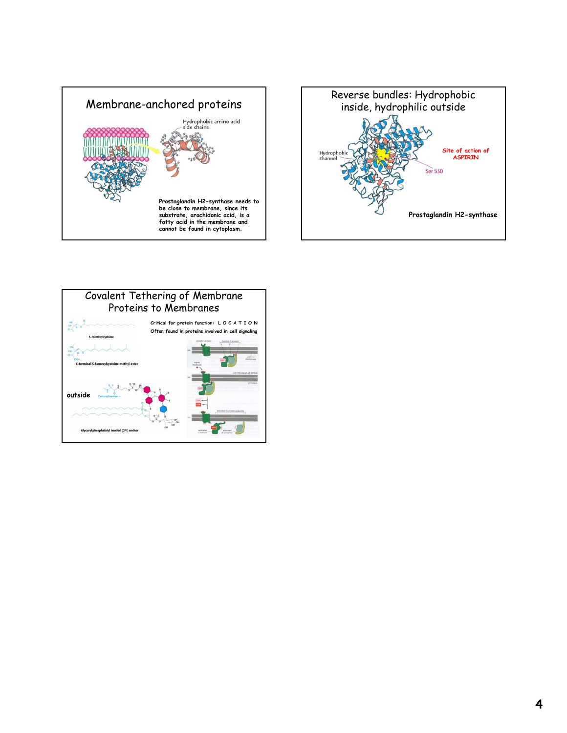## Membrane-anchored proteins

Hydrophobic amino acid side chains

Prostaglandin H2-synthase needs to be close to membrane, since its substrate, arachidonic acid, is a fatty acid in the membrane and cannot be found in cytoplasm.

## Reverse bundles: Hydrophobic inside, hydrophilic outside

Hydrophobic channel

Site of action of ASPIRIN

Ser 530

Prostaglandin H2-synthase

## Covalent Tethering of Membrane Proteins to Membranes

Critical for protein function: L O C A T I O N

Often found in proteins involved in cell signaling

S-Palmitoylcysteine

C-terminal S-farnesylcysteine methyl ester

outside

Carboxyl terminus

Glycosyl phosphatidyl inositol (GPI) anchor